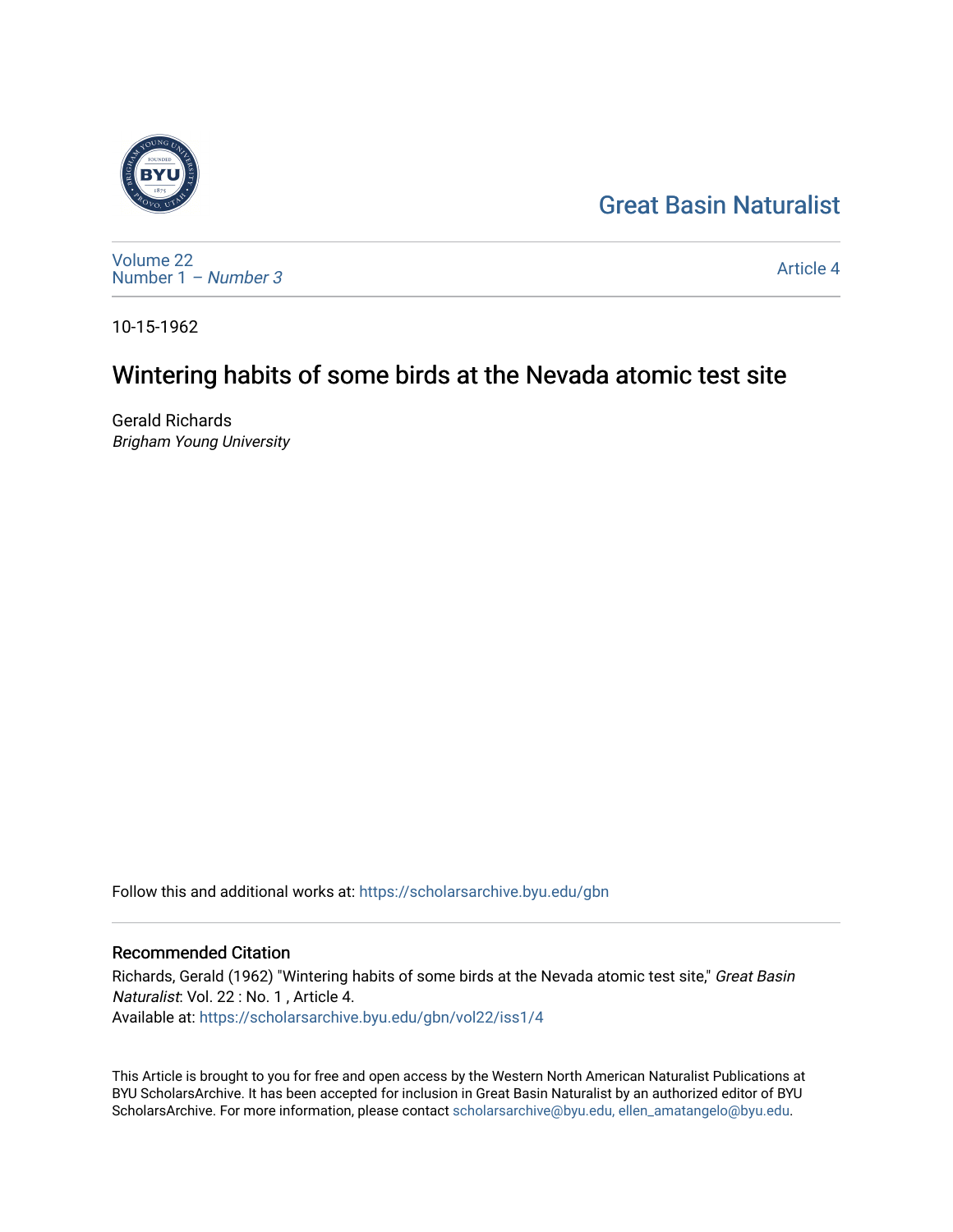Great Basin Naturalist

Volume 22
Number 1 – *Number 3*

Article 4

10-15-1962

# Wintering habits of some birds at the Nevada atomic test site

Gerald Richards
*Brigham Young University*

Follow this and additional works at: https://scholarsarchive.byu.edu/gbn

## Recommended Citation

Richards, Gerald (1962) "Wintering habits of some birds at the Nevada atomic test site," *Great Basin Naturalist*: Vol. 22 : No. 1 , Article 4.
Available at: https://scholarsarchive.byu.edu/gbn/vol22/iss1/4

This Article is brought to you for free and open access by the Western North American Naturalist Publications at BYU ScholarsArchive. It has been accepted for inclusion in Great Basin Naturalist by an authorized editor of BYU ScholarsArchive. For more information, please contact scholarsarchive@byu.edu, ellen_amatangelo@byu.edu.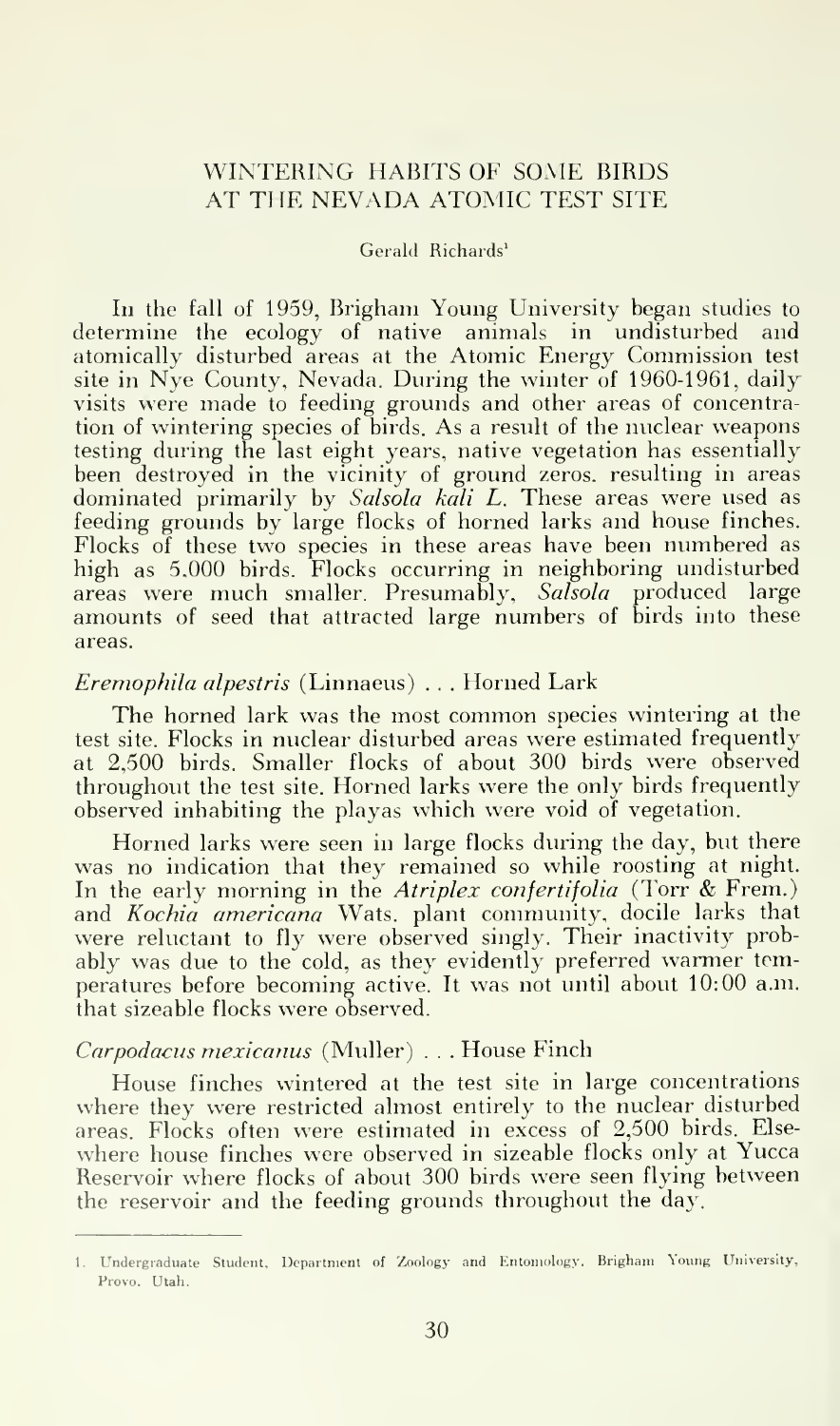## WINTERING HABITS OF SOME BIRDS AT THE NEVADA ATOMIC TEST SITE

Gerald Richards[1]

In the fall of 1959, Brigham Young University began studies to determine the ecology of native animals in undisturbed and atomically disturbed areas at the Atomic Energy Commission test site in Nye County, Nevada. During the winter of 1960-1961, daily visits were made to feeding grounds and other areas of concentration of wintering species of birds. As a result of the nuclear weapons testing during the last eight years, native vegetation has essentially been destroyed in the vicinity of ground zeros, resulting in areas dominated primarily by *Salsola kali L.* These areas were used as feeding grounds by large flocks of horned larks and house finches. Flocks of these two species in these areas have been numbered as high as 5,000 birds. Flocks occurring in neighboring undisturbed areas were much smaller. Presumably, *Salsola* produced large amounts of seed that attracted large numbers of birds into these areas.

### *Eremophila alpestris* (Linnaeus) . . . Horned Lark

The horned lark was the most common species wintering at the test site. Flocks in nuclear disturbed areas were estimated frequently at 2,500 birds. Smaller flocks of about 300 birds were observed throughout the test site. Horned larks were the only birds frequently observed inhabiting the playas which were void of vegetation.

Horned larks were seen in large flocks during the day, but there was no indication that they remained so while roosting at night. In the early morning in the *Atriplex confertifolia* (Torr & Frem.) and *Kochia americana* Wats. plant community, docile larks that were reluctant to fly were observed singly. Their inactivity probably was due to the cold, as they evidently preferred warmer temperatures before becoming active. It was not until about 10:00 a.m. that sizeable flocks were observed.

### *Carpodacus mexicanus* (Muller) . . . House Finch

House finches wintered at the test site in large concentrations where they were restricted almost entirely to the nuclear disturbed areas. Flocks often were estimated in excess of 2,500 birds. Elsewhere house finches were observed in sizeable flocks only at Yucca Reservoir where flocks of about 300 birds were seen flying between the reservoir and the feeding grounds throughout the day.

---

1. Undergraduate Student, Department of Zoology and Entomology, Brigham Young University, Provo, Utah.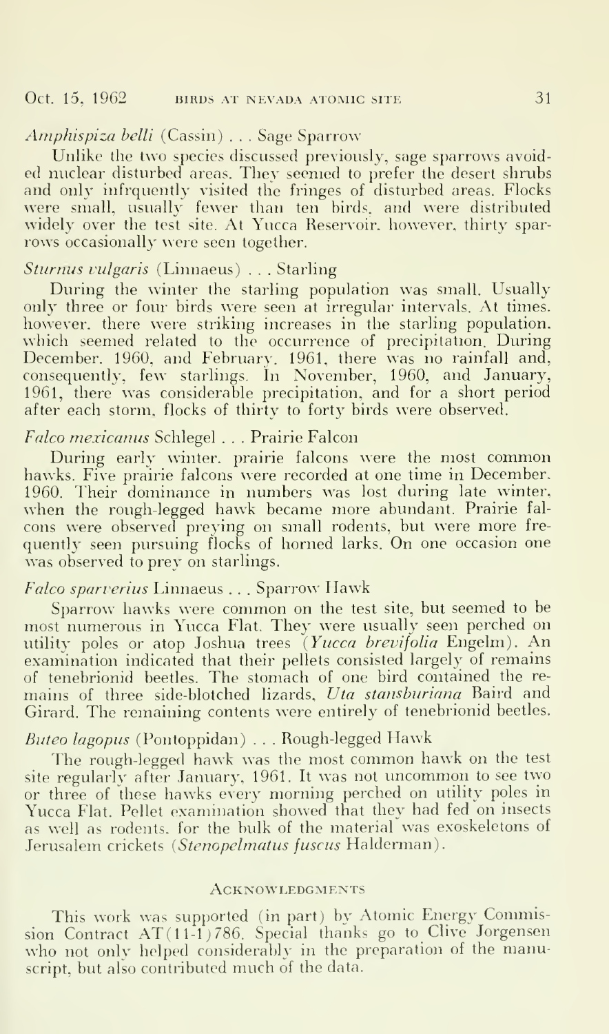*Amphispiza belli* (Cassin) . . . Sage Sparrow

Unlike the two species discussed previously, sage sparrows avoided nuclear disturbed areas. They seemed to prefer the desert shrubs and only infrquently visited the fringes of disturbed areas. Flocks were small, usually fewer than ten birds, and were distributed widely over the test site. At Yucca Reservoir, however, thirty sparrows occasionally were seen together.

*Sturnus vulgaris* (Linnaeus) . . . Starling

During the winter the starling population was small. Usually only three or four birds were seen at irregular intervals. At times, however, there were striking increases in the starling population, which seemed related to the occurrence of precipitation. During December, 1960, and February, 1961, there was no rainfall and, consequently, few starlings. In November, 1960, and January, 1961, there was considerable precipitation, and for a short period after each storm, flocks of thirty to forty birds were observed.

*Falco mexicanus* Schlegel . . . Prairie Falcon

During early winter, prairie falcons were the most common hawks. Five prairie falcons were recorded at one time in December, 1960. Their dominance in numbers was lost during late winter, when the rough-legged hawk became more abundant. Prairie falcons were observed preying on small rodents, but were more frequently seen pursuing flocks of horned larks. On one occasion one was observed to prey on starlings.

*Falco sparverius* Linnaeus . . . Sparrow Hawk

Sparrow hawks were common on the test site, but seemed to be most numerous in Yucca Flat. They were usually seen perched on utility poles or atop Joshua trees (*Yucca brevifolia* Engelm). An examination indicated that their pellets consisted largely of remains of tenebrionid beetles. The stomach of one bird contained the remains of three side-blotched lizards, *Uta stansburiana* Baird and Girard. The remaining contents were entirely of tenebrionid beetles.

*Buteo lagopus* (Pontoppidan) . . . Rough-legged Hawk

The rough-legged hawk was the most common hawk on the test site regularly after January, 1961. It was not uncommon to see two or three of these hawks every morning perched on utility poles in Yucca Flat. Pellet examination showed that they had fed on insects as well as rodents, for the bulk of the material was exoskeletons of Jerusalem crickets (*Stenopelmatus fuscus* Halderman).

## Acknowledgments

This work was supported (in part) by Atomic Energy Commission Contract AT(11-1)786. Special thanks go to Clive Jorgensen who not only helped considerably in the preparation of the manuscript, but also contributed much of the data.